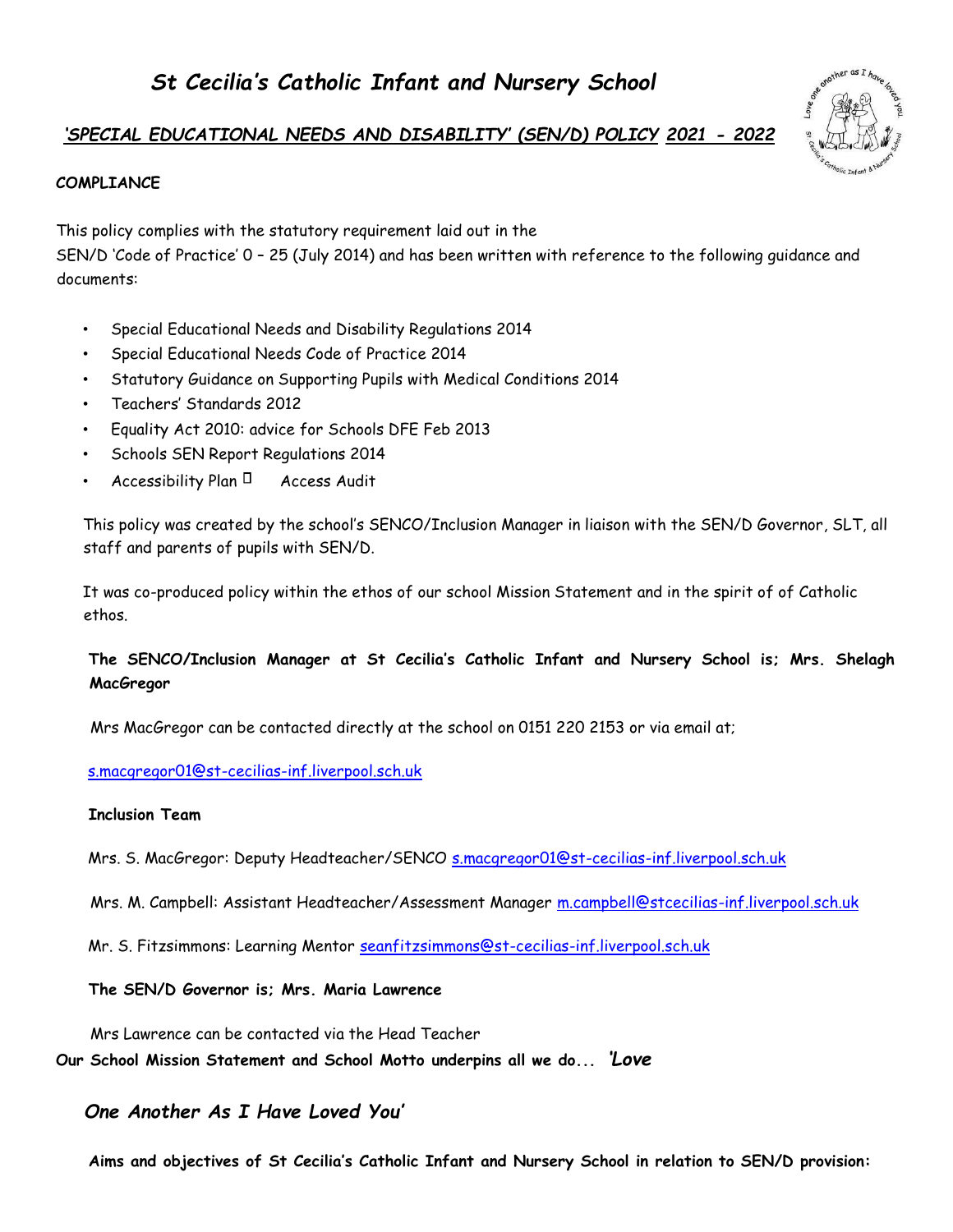# *St Cecilia's Catholic Infant and Nursery School*

## *'SPECIAL EDUCATIONAL NEEDS AND DISABILITY' (SEN/D) POLICY 2021 - 2022*

**COMPLIANCE**

This policy complies with the statutory requirement laid out in the SEN/D 'Code of Practice' 0 – 25 (July 2014) and has been written with reference to the following guidance and documents:

- Special Educational Needs and Disability Regulations 2014
- Special Educational Needs Code of Practice 2014
- Statutory Guidance on Supporting Pupils with Medical Conditions 2014
- Teachers' Standards 2012
- Equality Act 2010: advice for Schools DFE Feb 2013
- Schools SEN Report Regulations 2014
- Accessibility Plan  Access Audit

This policy was created by the school's SENCO/Inclusion Manager in liaison with the SEN/D Governor, SLT, all staff and parents of pupils with SEN/D.

It was co-produced policy within the ethos of our school Mission Statement and in the spirit of of Catholic ethos.

**The SENCO/Inclusion Manager at St Cecilia's Catholic Infant and Nursery School is; Mrs. Shelagh MacGregor**

Mrs MacGregor can be contacted directly at the school on 0151 220 2153 or via email at;

s.macgregor01@st-cecilias-inf.liverpool.sch.uk

**Inclusion Team**

Mrs. S. MacGregor: Deputy Headteacher/SENCO s.macgregor01@st-cecilias-inf.liverpool.sch.uk

Mrs. M. Campbell: Assistant Headteacher/Assessment Manager m.campbell@stcecilias-inf.liverpool.sch.uk

Mr. S. Fitzsimmons: Learning Mentor seanfitzsimmons@st-cecilias-inf.liverpool.sch.uk

**The SEN/D Governor is; Mrs. Maria Lawrence**

Mrs Lawrence can be contacted via the Head Teacher

**Our School Mission Statement and School Motto underpins all we do...** ***'Love One Another As I Have Loved You'***

**Aims and objectives of St Cecilia's Catholic Infant and Nursery School in relation to SEN/D provision:**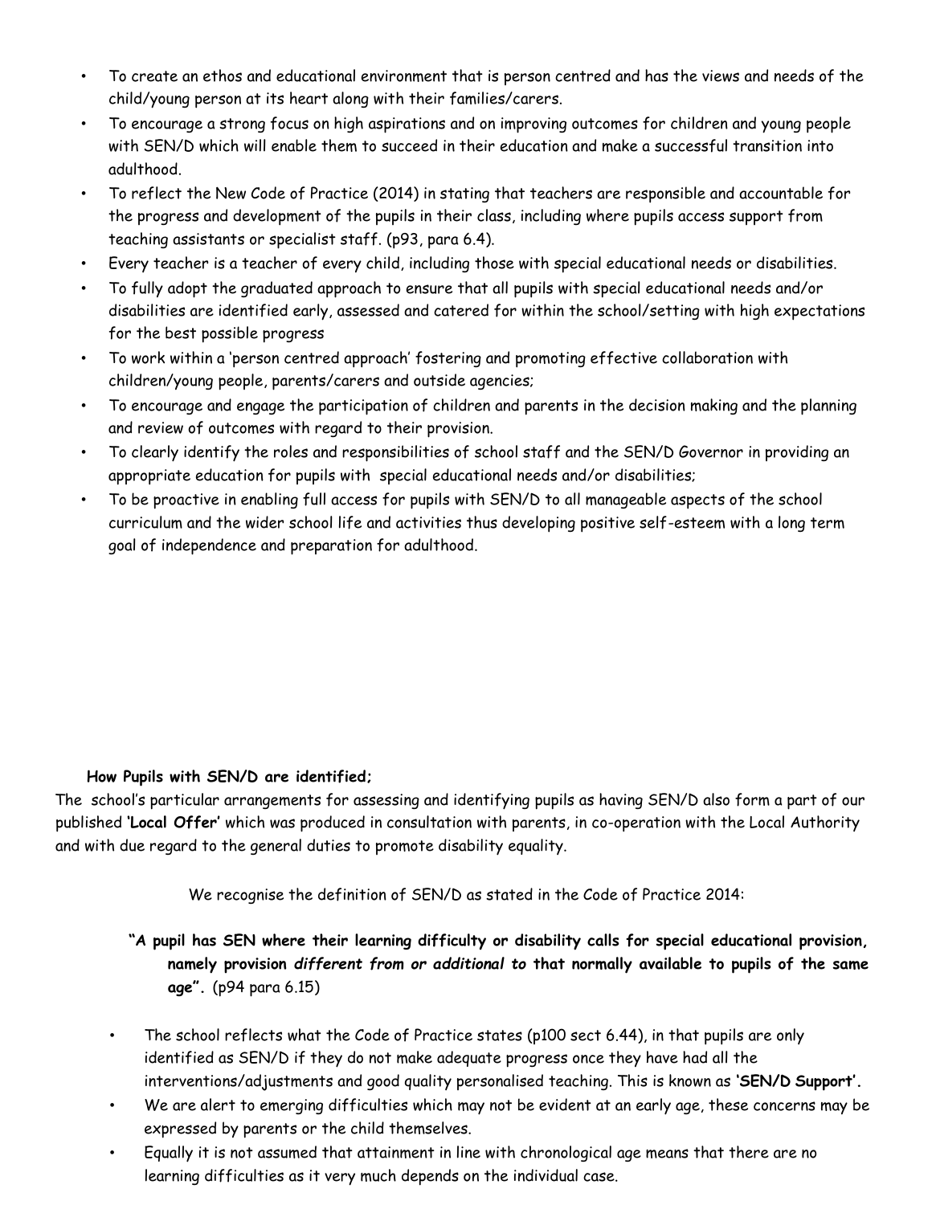- To create an ethos and educational environment that is person centred and has the views and needs of the child/young person at its heart along with their families/carers.
- To encourage a strong focus on high aspirations and on improving outcomes for children and young people with SEN/D which will enable them to succeed in their education and make a successful transition into adulthood.
- To reflect the New Code of Practice (2014) in stating that teachers are responsible and accountable for the progress and development of the pupils in their class, including where pupils access support from teaching assistants or specialist staff. (p93, para 6.4).
- Every teacher is a teacher of every child, including those with special educational needs or disabilities.
- To fully adopt the graduated approach to ensure that all pupils with special educational needs and/or disabilities are identified early, assessed and catered for within the school/setting with high expectations for the best possible progress
- To work within a 'person centred approach' fostering and promoting effective collaboration with children/young people, parents/carers and outside agencies;
- To encourage and engage the participation of children and parents in the decision making and the planning and review of outcomes with regard to their provision.
- To clearly identify the roles and responsibilities of school staff and the SEN/D Governor in providing an appropriate education for pupils with special educational needs and/or disabilities;
- To be proactive in enabling full access for pupils with SEN/D to all manageable aspects of the school curriculum and the wider school life and activities thus developing positive self-esteem with a long term goal of independence and preparation for adulthood.

**How Pupils with SEN/D are identified;**

The school's particular arrangements for assessing and identifying pupils as having SEN/D also form a part of our published **'Local Offer'** which was produced in consultation with parents, in co-operation with the Local Authority and with due regard to the general duties to promote disability equality.

We recognise the definition of SEN/D as stated in the Code of Practice 2014:

> **"A pupil has SEN where their learning difficulty or disability calls for special educational provision, namely provision *different from or additional to* that normally available to pupils of the same age".** (p94 para 6.15)

- The school reflects what the Code of Practice states (p100 sect 6.44), in that pupils are only identified as SEN/D if they do not make adequate progress once they have had all the interventions/adjustments and good quality personalised teaching. This is known as **'SEN/D Support'.**
- We are alert to emerging difficulties which may not be evident at an early age, these concerns may be expressed by parents or the child themselves.
- Equally it is not assumed that attainment in line with chronological age means that there are no learning difficulties as it very much depends on the individual case.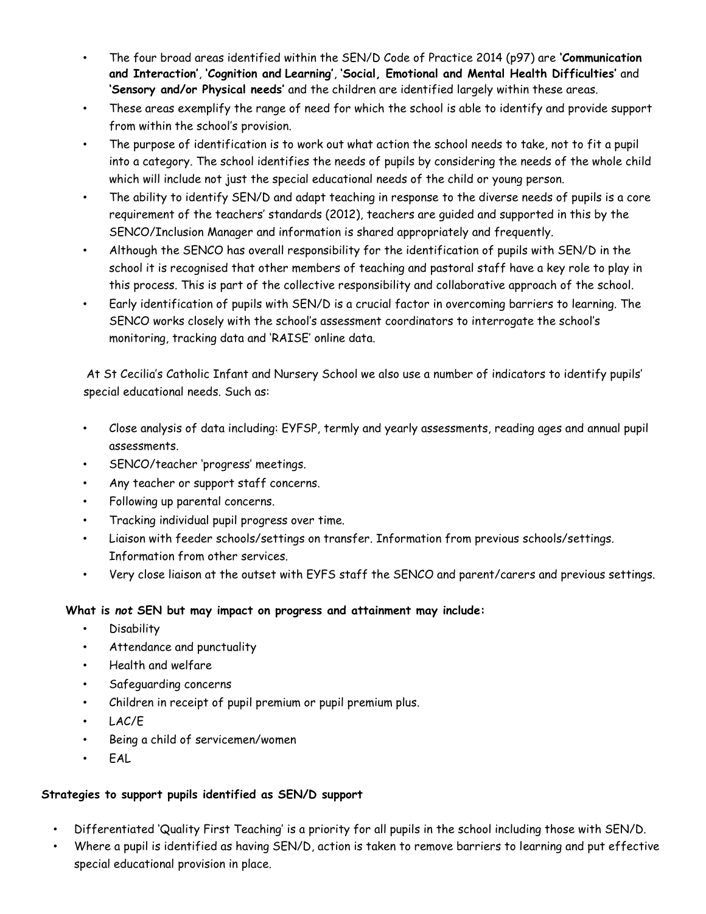- The four broad areas identified within the SEN/D Code of Practice 2014 (p97) are **'Communication and Interaction'**, **'Cognition and Learning'**, **'Social, Emotional and Mental Health Difficulties'** and **'Sensory and/or Physical needs'** and the children are identified largely within these areas.
- These areas exemplify the range of need for which the school is able to identify and provide support from within the school's provision.
- The purpose of identification is to work out what action the school needs to take, not to fit a pupil into a category. The school identifies the needs of pupils by considering the needs of the whole child which will include not just the special educational needs of the child or young person.
- The ability to identify SEN/D and adapt teaching in response to the diverse needs of pupils is a core requirement of the teachers' standards (2012), teachers are guided and supported in this by the SENCO/Inclusion Manager and information is shared appropriately and frequently.
- Although the SENCO has overall responsibility for the identification of pupils with SEN/D in the school it is recognised that other members of teaching and pastoral staff have a key role to play in this process. This is part of the collective responsibility and collaborative approach of the school.
- Early identification of pupils with SEN/D is a crucial factor in overcoming barriers to learning. The SENCO works closely with the school's assessment coordinators to interrogate the school's monitoring, tracking data and 'RAISE' online data.

At St Cecilia's Catholic Infant and Nursery School we also use a number of indicators to identify pupils' special educational needs. Such as:

- Close analysis of data including: EYFSP, termly and yearly assessments, reading ages and annual pupil assessments.
- SENCO/teacher 'progress' meetings.
- Any teacher or support staff concerns.
- Following up parental concerns.
- Tracking individual pupil progress over time.
- Liaison with feeder schools/settings on transfer. Information from previous schools/settings. Information from other services.
- Very close liaison at the outset with EYFS staff the SENCO and parent/carers and previous settings.

**What is *not* SEN but may impact on progress and attainment may include:**

- Disability
- Attendance and punctuality
- Health and welfare
- Safeguarding concerns
- Children in receipt of pupil premium or pupil premium plus.
- LAC/E
- Being a child of servicemen/women
- EAL

**Strategies to support pupils identified as SEN/D support**

- Differentiated 'Quality First Teaching' is a priority for all pupils in the school including those with SEN/D.
- Where a pupil is identified as having SEN/D, action is taken to remove barriers to learning and put effective special educational provision in place.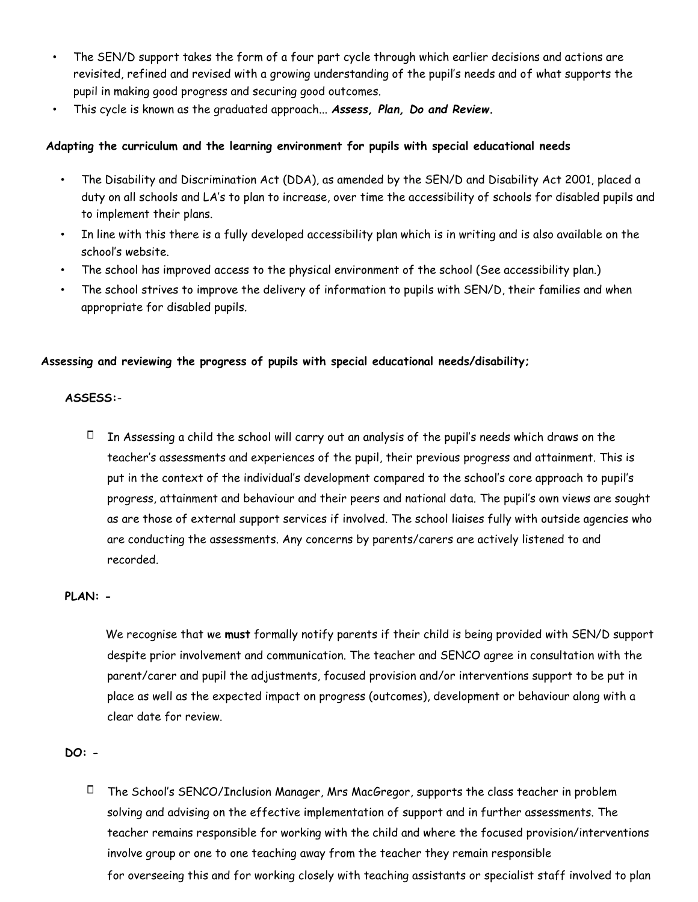- The SEN/D support takes the form of a four part cycle through which earlier decisions and actions are revisited, refined and revised with a growing understanding of the pupil's needs and of what supports the pupil in making good progress and securing good outcomes.
- This cycle is known as the graduated approach... ***Assess, Plan, Do and Review.***

**Adapting the curriculum and the learning environment for pupils with special educational needs**

- The Disability and Discrimination Act (DDA), as amended by the SEN/D and Disability Act 2001, placed a duty on all schools and LA's to plan to increase, over time the accessibility of schools for disabled pupils and to implement their plans.
- In line with this there is a fully developed accessibility plan which is in writing and is also available on the school's website.
- The school has improved access to the physical environment of the school (See accessibility plan.)
- The school strives to improve the delivery of information to pupils with SEN/D, their families and when appropriate for disabled pupils.

**Assessing and reviewing the progress of pupils with special educational needs/disability;**

**ASSESS:-**

- In Assessing a child the school will carry out an analysis of the pupil's needs which draws on the teacher's assessments and experiences of the pupil, their previous progress and attainment. This is put in the context of the individual's development compared to the school's core approach to pupil's progress, attainment and behaviour and their peers and national data. The pupil's own views are sought as are those of external support services if involved. The school liaises fully with outside agencies who are conducting the assessments. Any concerns by parents/carers are actively listened to and recorded.

**PLAN: -**

We recognise that we **must** formally notify parents if their child is being provided with SEN/D support despite prior involvement and communication. The teacher and SENCO agree in consultation with the parent/carer and pupil the adjustments, focused provision and/or interventions support to be put in place as well as the expected impact on progress (outcomes), development or behaviour along with a clear date for review.

**DO: -**

- The School's SENCO/Inclusion Manager, Mrs MacGregor, supports the class teacher in problem solving and advising on the effective implementation of support and in further assessments. The teacher remains responsible for working with the child and where the focused provision/interventions involve group or one to one teaching away from the teacher they remain responsible for overseeing this and for working closely with teaching assistants or specialist staff involved to plan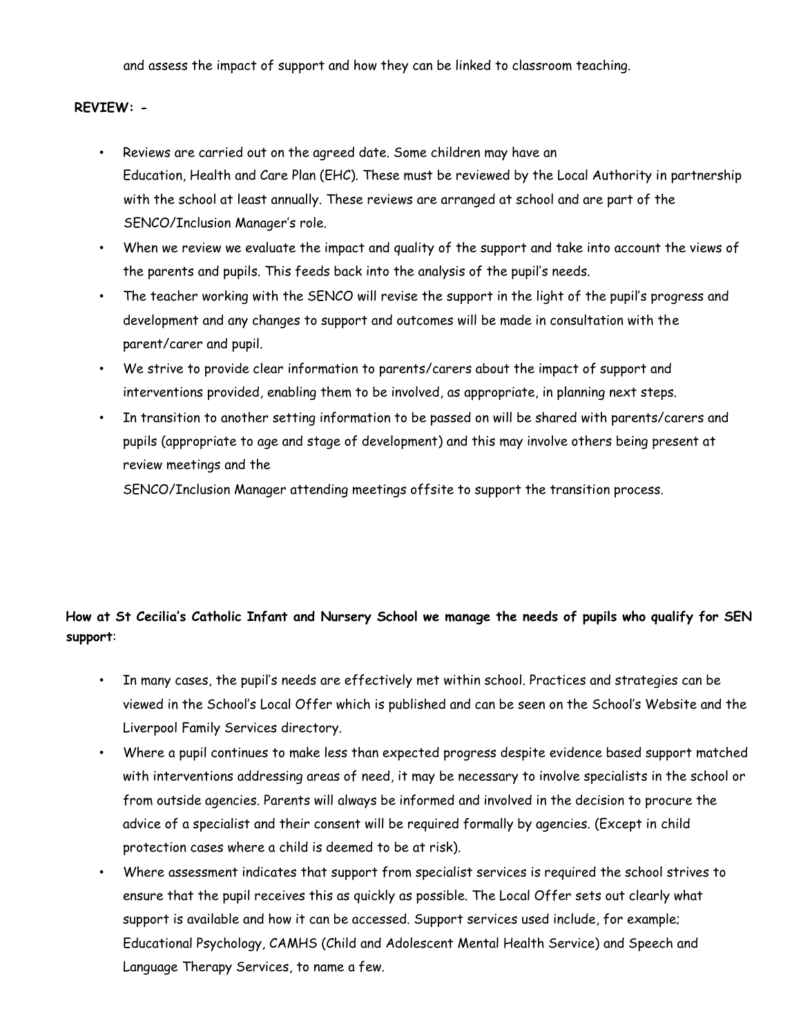and assess the impact of support and how they can be linked to classroom teaching.

**REVIEW: -**

- Reviews are carried out on the agreed date. Some children may have an Education, Health and Care Plan (EHC). These must be reviewed by the Local Authority in partnership with the school at least annually. These reviews are arranged at school and are part of the SENCO/Inclusion Manager's role.
- When we review we evaluate the impact and quality of the support and take into account the views of the parents and pupils. This feeds back into the analysis of the pupil's needs.
- The teacher working with the SENCO will revise the support in the light of the pupil's progress and development and any changes to support and outcomes will be made in consultation with the parent/carer and pupil.
- We strive to provide clear information to parents/carers about the impact of support and interventions provided, enabling them to be involved, as appropriate, in planning next steps.
- In transition to another setting information to be passed on will be shared with parents/carers and pupils (appropriate to age and stage of development) and this may involve others being present at review meetings and the SENCO/Inclusion Manager attending meetings offsite to support the transition process.

**How at St Cecilia's Catholic Infant and Nursery School we manage the needs of pupils who qualify for SEN support**:

- In many cases, the pupil's needs are effectively met within school. Practices and strategies can be viewed in the School's Local Offer which is published and can be seen on the School's Website and the Liverpool Family Services directory.
- Where a pupil continues to make less than expected progress despite evidence based support matched with interventions addressing areas of need, it may be necessary to involve specialists in the school or from outside agencies. Parents will always be informed and involved in the decision to procure the advice of a specialist and their consent will be required formally by agencies. (Except in child protection cases where a child is deemed to be at risk).
- Where assessment indicates that support from specialist services is required the school strives to ensure that the pupil receives this as quickly as possible. The Local Offer sets out clearly what support is available and how it can be accessed. Support services used include, for example; Educational Psychology, CAMHS (Child and Adolescent Mental Health Service) and Speech and Language Therapy Services, to name a few.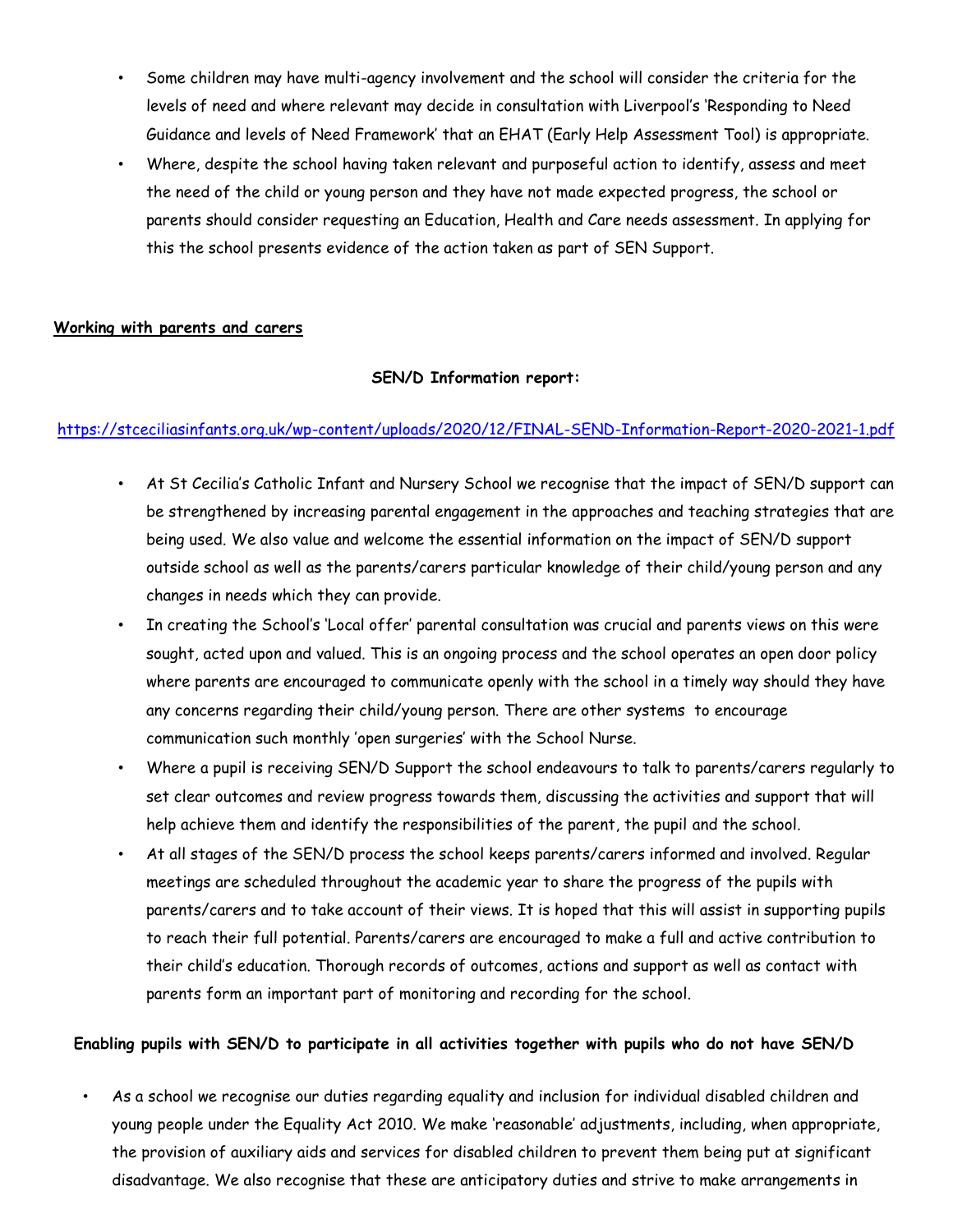- Some children may have multi-agency involvement and the school will consider the criteria for the levels of need and where relevant may decide in consultation with Liverpool's 'Responding to Need Guidance and levels of Need Framework' that an EHAT (Early Help Assessment Tool) is appropriate.
- Where, despite the school having taken relevant and purposeful action to identify, assess and meet the need of the child or young person and they have not made expected progress, the school or parents should consider requesting an Education, Health and Care needs assessment. In applying for this the school presents evidence of the action taken as part of SEN Support.

**Working with parents and carers**

**SEN/D Information report:**

https://stceciliasinfants.org.uk/wp-content/uploads/2020/12/FINAL-SEND-Information-Report-2020-2021-1.pdf

- At St Cecilia's Catholic Infant and Nursery School we recognise that the impact of SEN/D support can be strengthened by increasing parental engagement in the approaches and teaching strategies that are being used. We also value and welcome the essential information on the impact of SEN/D support outside school as well as the parents/carers particular knowledge of their child/young person and any changes in needs which they can provide.
- In creating the School's 'Local offer' parental consultation was crucial and parents views on this were sought, acted upon and valued. This is an ongoing process and the school operates an open door policy where parents are encouraged to communicate openly with the school in a timely way should they have any concerns regarding their child/young person. There are other systems to encourage communication such monthly 'open surgeries' with the School Nurse.
- Where a pupil is receiving SEN/D Support the school endeavours to talk to parents/carers regularly to set clear outcomes and review progress towards them, discussing the activities and support that will help achieve them and identify the responsibilities of the parent, the pupil and the school.
- At all stages of the SEN/D process the school keeps parents/carers informed and involved. Regular meetings are scheduled throughout the academic year to share the progress of the pupils with parents/carers and to take account of their views. It is hoped that this will assist in supporting pupils to reach their full potential. Parents/carers are encouraged to make a full and active contribution to their child's education. Thorough records of outcomes, actions and support as well as contact with parents form an important part of monitoring and recording for the school.

**Enabling pupils with SEN/D to participate in all activities together with pupils who do not have SEN/D**

- As a school we recognise our duties regarding equality and inclusion for individual disabled children and young people under the Equality Act 2010. We make 'reasonable' adjustments, including, when appropriate, the provision of auxiliary aids and services for disabled children to prevent them being put at significant disadvantage. We also recognise that these are anticipatory duties and strive to make arrangements in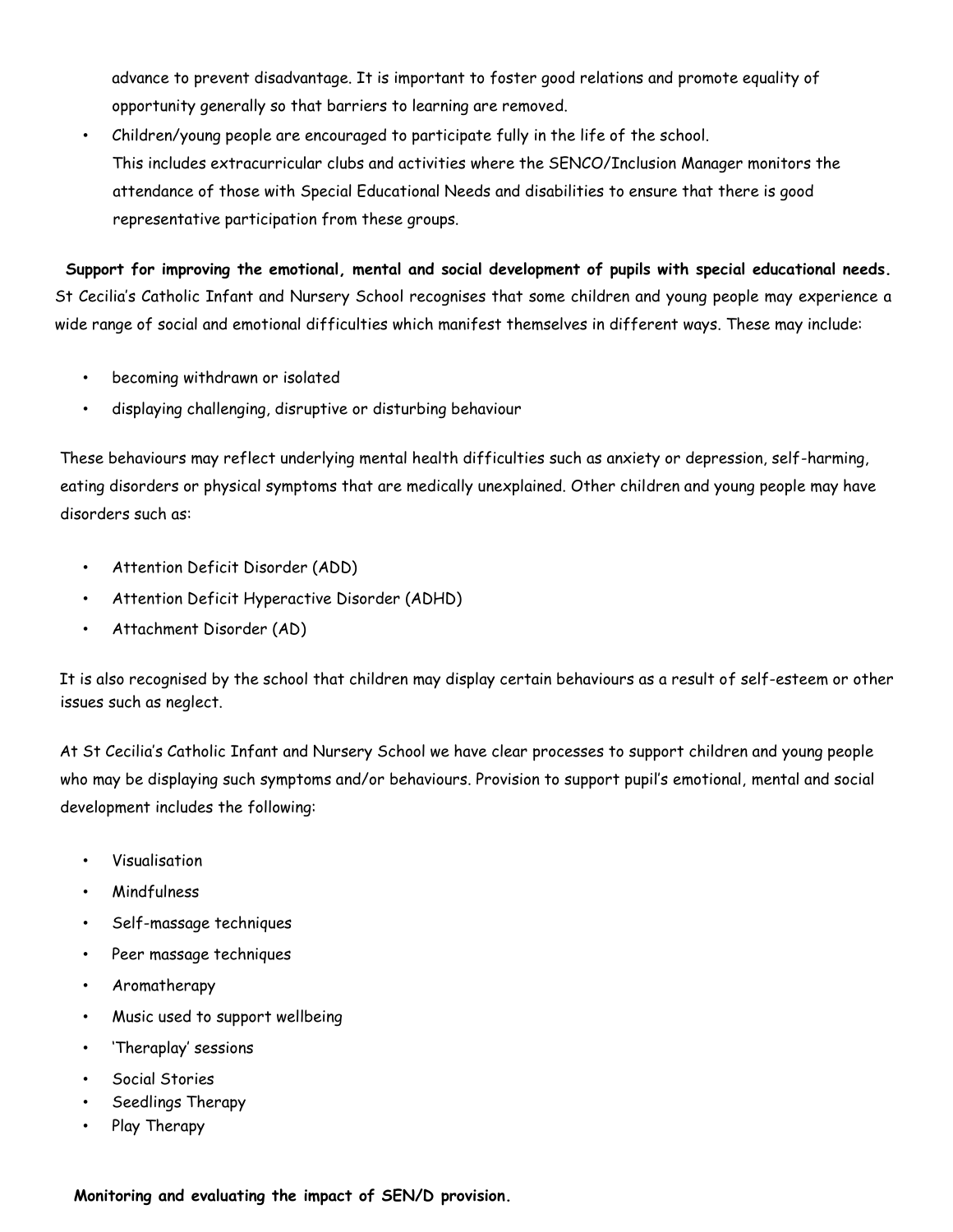advance to prevent disadvantage. It is important to foster good relations and promote equality of opportunity generally so that barriers to learning are removed.

- Children/young people are encouraged to participate fully in the life of the school. This includes extracurricular clubs and activities where the SENCO/Inclusion Manager monitors the attendance of those with Special Educational Needs and disabilities to ensure that there is good representative participation from these groups.

**Support for improving the emotional, mental and social development of pupils with special educational needs.**

St Cecilia's Catholic Infant and Nursery School recognises that some children and young people may experience a wide range of social and emotional difficulties which manifest themselves in different ways. These may include:

- becoming withdrawn or isolated
- displaying challenging, disruptive or disturbing behaviour

These behaviours may reflect underlying mental health difficulties such as anxiety or depression, self-harming, eating disorders or physical symptoms that are medically unexplained. Other children and young people may have disorders such as:

- Attention Deficit Disorder (ADD)
- Attention Deficit Hyperactive Disorder (ADHD)
- Attachment Disorder (AD)

It is also recognised by the school that children may display certain behaviours as a result of self-esteem or other issues such as neglect.

At St Cecilia's Catholic Infant and Nursery School we have clear processes to support children and young people who may be displaying such symptoms and/or behaviours. Provision to support pupil's emotional, mental and social development includes the following:

- Visualisation
- Mindfulness
- Self-massage techniques
- Peer massage techniques
- Aromatherapy
- Music used to support wellbeing
- 'Theraplay' sessions
- Social Stories
- Seedlings Therapy
- Play Therapy

**Monitoring and evaluating the impact of SEN/D provision.**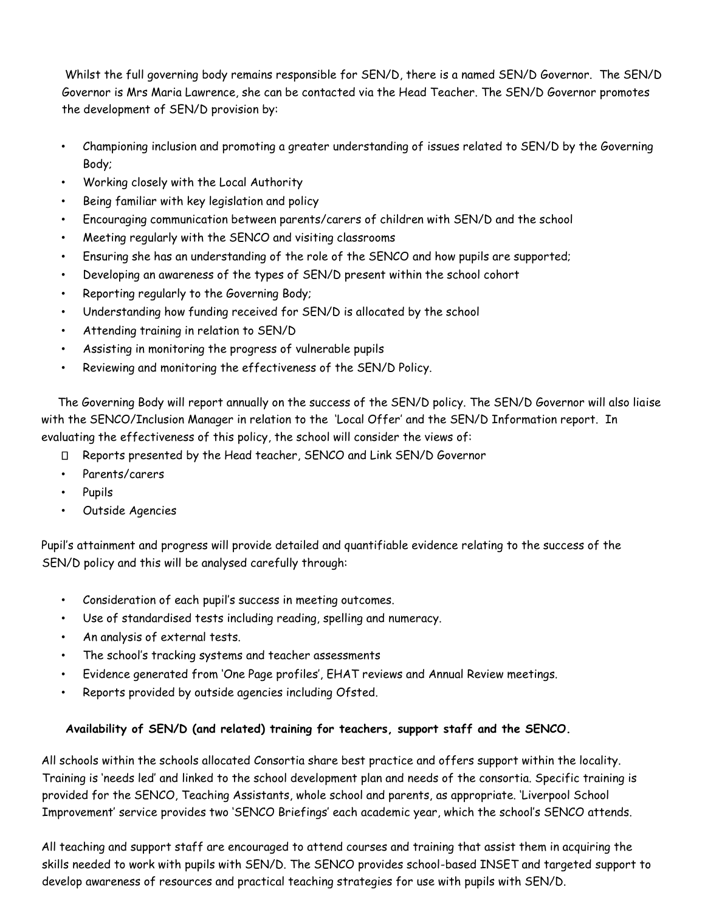Whilst the full governing body remains responsible for SEN/D, there is a named SEN/D Governor. The SEN/D Governor is Mrs Maria Lawrence, she can be contacted via the Head Teacher. The SEN/D Governor promotes the development of SEN/D provision by:

- Championing inclusion and promoting a greater understanding of issues related to SEN/D by the Governing Body;
- Working closely with the Local Authority
- Being familiar with key legislation and policy
- Encouraging communication between parents/carers of children with SEN/D and the school
- Meeting regularly with the SENCO and visiting classrooms
- Ensuring she has an understanding of the role of the SENCO and how pupils are supported;
- Developing an awareness of the types of SEN/D present within the school cohort
- Reporting regularly to the Governing Body;
- Understanding how funding received for SEN/D is allocated by the school
- Attending training in relation to SEN/D
- Assisting in monitoring the progress of vulnerable pupils
- Reviewing and monitoring the effectiveness of the SEN/D Policy.

The Governing Body will report annually on the success of the SEN/D policy. The SEN/D Governor will also liaise with the SENCO/Inclusion Manager in relation to the 'Local Offer' and the SEN/D Information report. In evaluating the effectiveness of this policy, the school will consider the views of:

- Reports presented by the Head teacher, SENCO and Link SEN/D Governor
- Parents/carers
- Pupils
- Outside Agencies

Pupil's attainment and progress will provide detailed and quantifiable evidence relating to the success of the SEN/D policy and this will be analysed carefully through:

- Consideration of each pupil's success in meeting outcomes.
- Use of standardised tests including reading, spelling and numeracy.
- An analysis of external tests.
- The school's tracking systems and teacher assessments
- Evidence generated from 'One Page profiles', EHAT reviews and Annual Review meetings.
- Reports provided by outside agencies including Ofsted.

**Availability of SEN/D (and related) training for teachers, support staff and the SENCO.**

All schools within the schools allocated Consortia share best practice and offers support within the locality. Training is 'needs led' and linked to the school development plan and needs of the consortia. Specific training is provided for the SENCO, Teaching Assistants, whole school and parents, as appropriate. 'Liverpool School Improvement' service provides two 'SENCO Briefings' each academic year, which the school's SENCO attends.

All teaching and support staff are encouraged to attend courses and training that assist them in acquiring the skills needed to work with pupils with SEN/D. The SENCO provides school-based INSET and targeted support to develop awareness of resources and practical teaching strategies for use with pupils with SEN/D.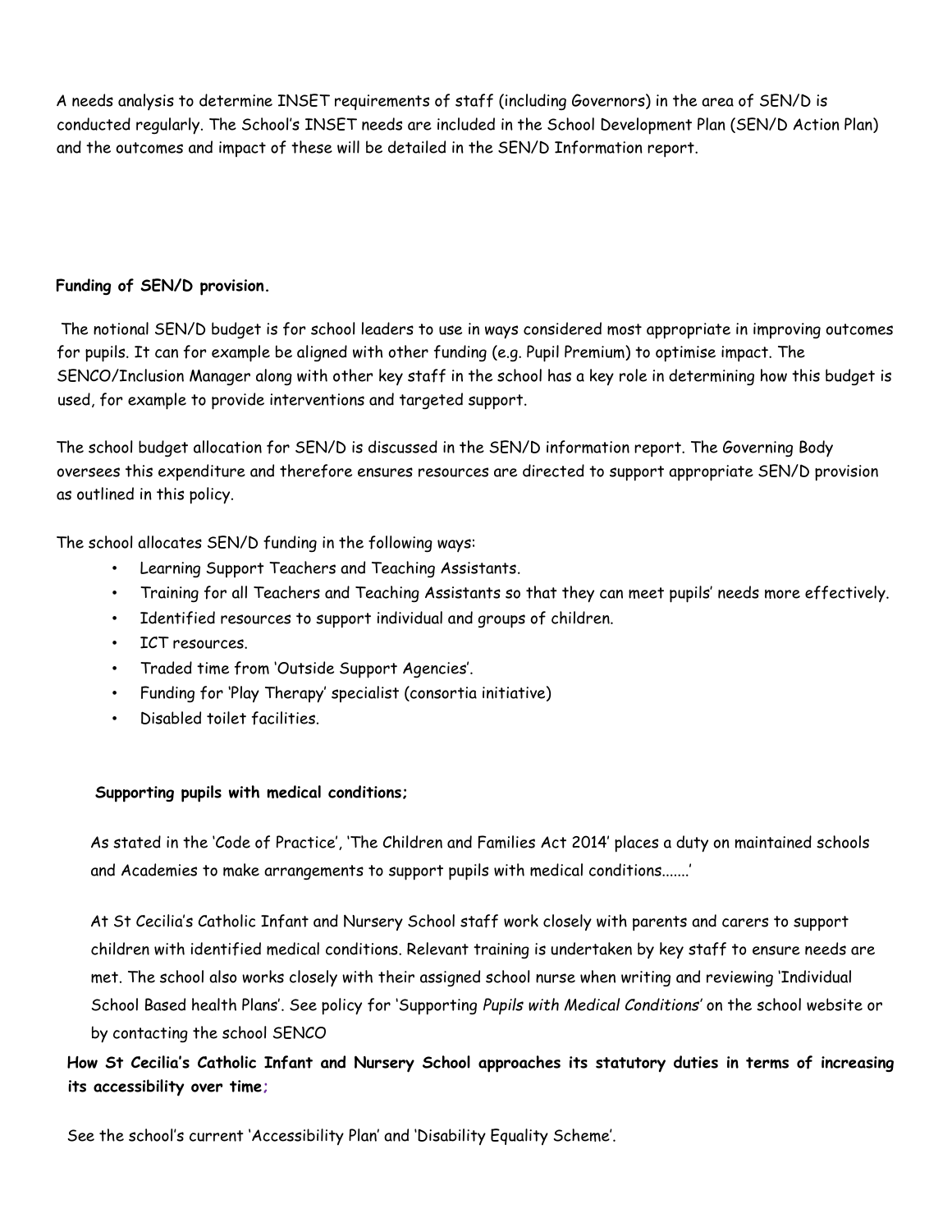A needs analysis to determine INSET requirements of staff (including Governors) in the area of SEN/D is conducted regularly. The School's INSET needs are included in the School Development Plan (SEN/D Action Plan) and the outcomes and impact of these will be detailed in the SEN/D Information report.

**Funding of SEN/D provision.**

The notional SEN/D budget is for school leaders to use in ways considered most appropriate in improving outcomes for pupils. It can for example be aligned with other funding (e.g. Pupil Premium) to optimise impact. The SENCO/Inclusion Manager along with other key staff in the school has a key role in determining how this budget is used, for example to provide interventions and targeted support.

The school budget allocation for SEN/D is discussed in the SEN/D information report. The Governing Body oversees this expenditure and therefore ensures resources are directed to support appropriate SEN/D provision as outlined in this policy.

The school allocates SEN/D funding in the following ways:

- Learning Support Teachers and Teaching Assistants.
- Training for all Teachers and Teaching Assistants so that they can meet pupils' needs more effectively.
- Identified resources to support individual and groups of children.
- ICT resources.
- Traded time from 'Outside Support Agencies'.
- Funding for 'Play Therapy' specialist (consortia initiative)
- Disabled toilet facilities.

**Supporting pupils with medical conditions;**

As stated in the 'Code of Practice', 'The Children and Families Act 2014' places a duty on maintained schools and Academies to make arrangements to support pupils with medical conditions.......'

At St Cecilia's Catholic Infant and Nursery School staff work closely with parents and carers to support children with identified medical conditions. Relevant training is undertaken by key staff to ensure needs are met. The school also works closely with their assigned school nurse when writing and reviewing 'Individual School Based health Plans'. See policy for 'Supporting *Pupils with Medical Conditions*' on the school website or by contacting the school SENCO

**How St Cecilia's Catholic Infant and Nursery School approaches its statutory duties in terms of increasing its accessibility over time;**

See the school's current 'Accessibility Plan' and 'Disability Equality Scheme'.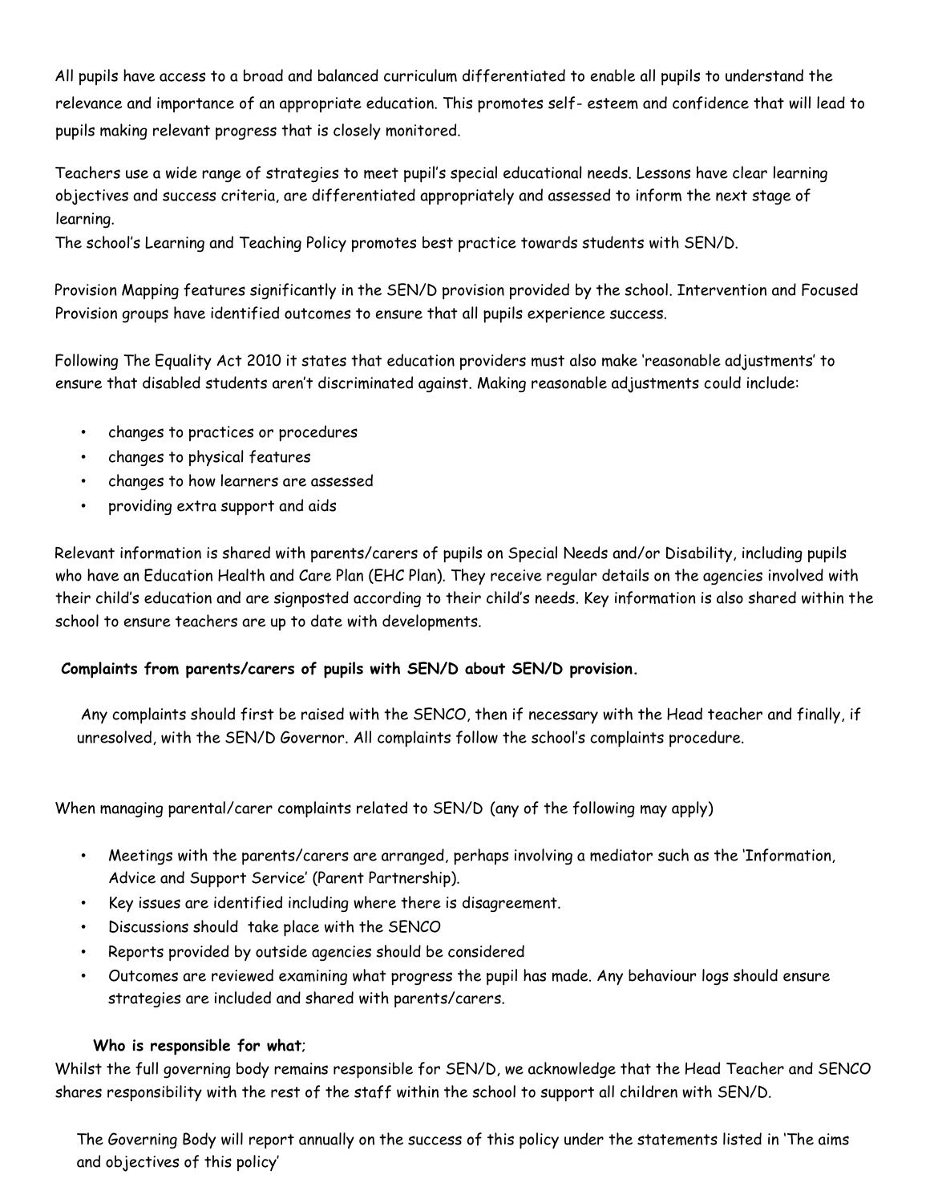All pupils have access to a broad and balanced curriculum differentiated to enable all pupils to understand the relevance and importance of an appropriate education. This promotes self- esteem and confidence that will lead to pupils making relevant progress that is closely monitored.

Teachers use a wide range of strategies to meet pupil's special educational needs. Lessons have clear learning objectives and success criteria, are differentiated appropriately and assessed to inform the next stage of learning.
The school's Learning and Teaching Policy promotes best practice towards students with SEN/D.

Provision Mapping features significantly in the SEN/D provision provided by the school. Intervention and Focused Provision groups have identified outcomes to ensure that all pupils experience success.

Following The Equality Act 2010 it states that education providers must also make 'reasonable adjustments' to ensure that disabled students aren't discriminated against. Making reasonable adjustments could include:

- changes to practices or procedures
- changes to physical features
- changes to how learners are assessed
- providing extra support and aids

Relevant information is shared with parents/carers of pupils on Special Needs and/or Disability, including pupils who have an Education Health and Care Plan (EHC Plan). They receive regular details on the agencies involved with their child's education and are signposted according to their child's needs. Key information is also shared within the school to ensure teachers are up to date with developments.

**Complaints from parents/carers of pupils with SEN/D about SEN/D provision.**

Any complaints should first be raised with the SENCO, then if necessary with the Head teacher and finally, if unresolved, with the SEN/D Governor. All complaints follow the school's complaints procedure.

When managing parental/carer complaints related to SEN/D (any of the following may apply)

- Meetings with the parents/carers are arranged, perhaps involving a mediator such as the 'Information, Advice and Support Service' (Parent Partnership).
- Key issues are identified including where there is disagreement.
- Discussions should take place with the SENCO
- Reports provided by outside agencies should be considered
- Outcomes are reviewed examining what progress the pupil has made. Any behaviour logs should ensure strategies are included and shared with parents/carers.

**Who is responsible for what**;

Whilst the full governing body remains responsible for SEN/D, we acknowledge that the Head Teacher and SENCO shares responsibility with the rest of the staff within the school to support all children with SEN/D.

The Governing Body will report annually on the success of this policy under the statements listed in 'The aims and objectives of this policy'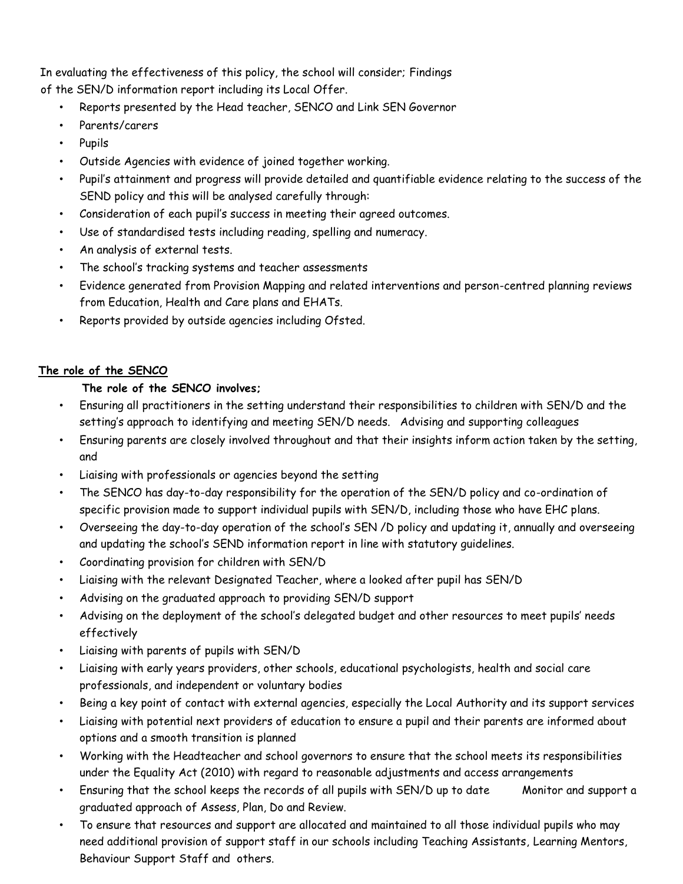In evaluating the effectiveness of this policy, the school will consider; Findings of the SEN/D information report including its Local Offer.

- Reports presented by the Head teacher, SENCO and Link SEN Governor
- Parents/carers
- Pupils
- Outside Agencies with evidence of joined together working.
- Pupil's attainment and progress will provide detailed and quantifiable evidence relating to the success of the SEND policy and this will be analysed carefully through:
- Consideration of each pupil's success in meeting their agreed outcomes.
- Use of standardised tests including reading, spelling and numeracy.
- An analysis of external tests.
- The school's tracking systems and teacher assessments
- Evidence generated from Provision Mapping and related interventions and person-centred planning reviews from Education, Health and Care plans and EHATs.
- Reports provided by outside agencies including Ofsted.

## The role of the SENCO

**The role of the SENCO involves;**

- Ensuring all practitioners in the setting understand their responsibilities to children with SEN/D and the setting's approach to identifying and meeting SEN/D needs. Advising and supporting colleagues
- Ensuring parents are closely involved throughout and that their insights inform action taken by the setting, and
- Liaising with professionals or agencies beyond the setting
- The SENCO has day-to-day responsibility for the operation of the SEN/D policy and co-ordination of specific provision made to support individual pupils with SEN/D, including those who have EHC plans.
- Overseeing the day-to-day operation of the school's SEN /D policy and updating it, annually and overseeing and updating the school's SEND information report in line with statutory guidelines.
- Coordinating provision for children with SEN/D
- Liaising with the relevant Designated Teacher, where a looked after pupil has SEN/D
- Advising on the graduated approach to providing SEN/D support
- Advising on the deployment of the school's delegated budget and other resources to meet pupils' needs effectively
- Liaising with parents of pupils with SEN/D
- Liaising with early years providers, other schools, educational psychologists, health and social care professionals, and independent or voluntary bodies
- Being a key point of contact with external agencies, especially the Local Authority and its support services
- Liaising with potential next providers of education to ensure a pupil and their parents are informed about options and a smooth transition is planned
- Working with the Headteacher and school governors to ensure that the school meets its responsibilities under the Equality Act (2010) with regard to reasonable adjustments and access arrangements
- Ensuring that the school keeps the records of all pupils with SEN/D up to date Monitor and support a graduated approach of Assess, Plan, Do and Review.
- To ensure that resources and support are allocated and maintained to all those individual pupils who may need additional provision of support staff in our schools including Teaching Assistants, Learning Mentors, Behaviour Support Staff and others.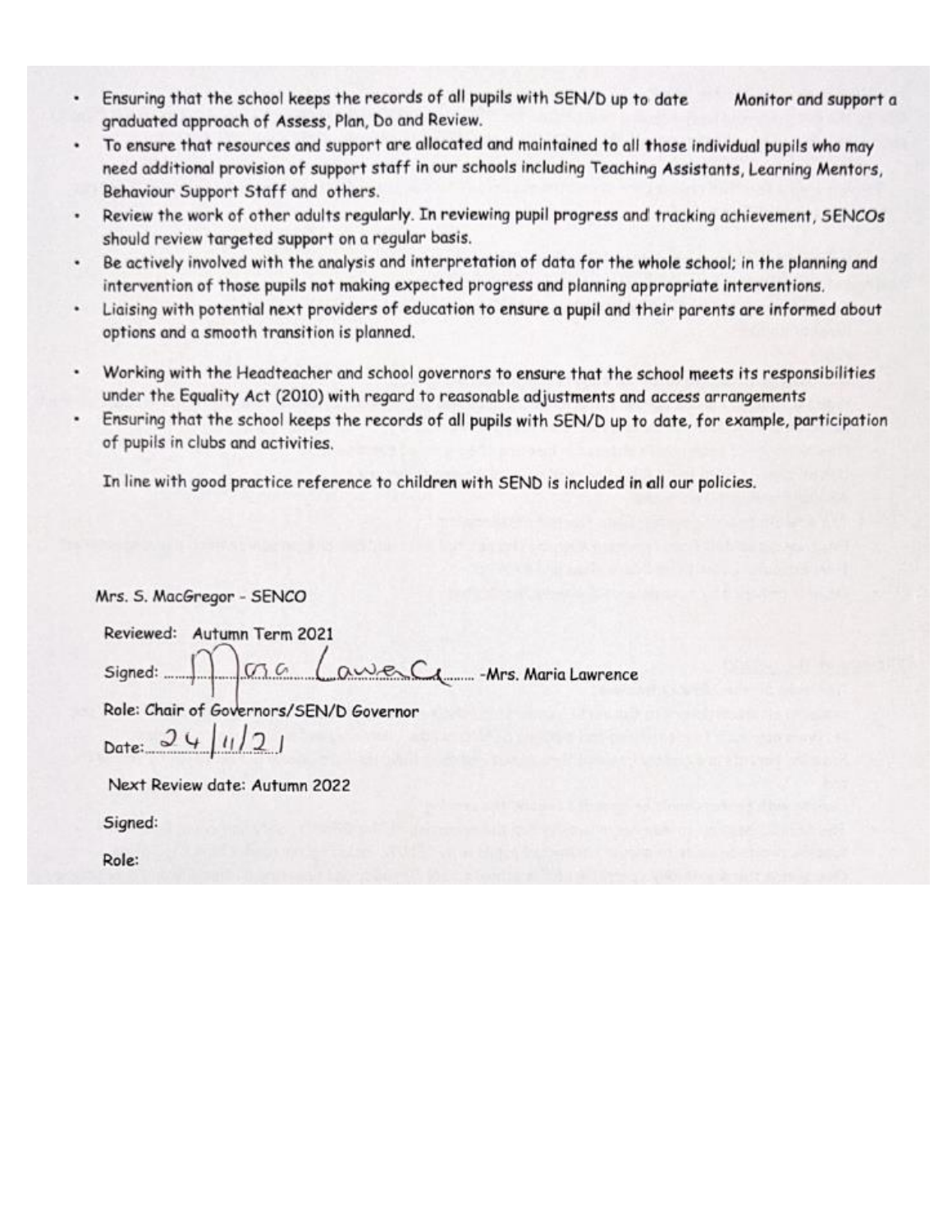- Ensuring that the school keeps the records of all pupils with SEN/D up to date  Monitor and support a graduated approach of Assess, Plan, Do and Review.
- To ensure that resources and support are allocated and maintained to all those individual pupils who may need additional provision of support staff in our schools including Teaching Assistants, Learning Mentors, Behaviour Support Staff and others.
- Review the work of other adults regularly. In reviewing pupil progress and tracking achievement, SENCOs should review targeted support on a regular basis.
- Be actively involved with the analysis and interpretation of data for the whole school; in the planning and intervention of those pupils not making expected progress and planning appropriate interventions.
- Liaising with potential next providers of education to ensure a pupil and their parents are informed about options and a smooth transition is planned.
- Working with the Headteacher and school governors to ensure that the school meets its responsibilities under the Equality Act (2010) with regard to reasonable adjustments and access arrangements
- Ensuring that the school keeps the records of all pupils with SEN/D up to date, for example, participation of pupils in clubs and activities.

In line with good practice reference to children with SEND is included in all our policies.

Mrs. S. MacGregor - SENCO

Reviewed: Autumn Term 2021

Signed: Maria Lawrence -Mrs. Maria Lawrence

Role: Chair of Governors/SEN/D Governor

Date: 24/11/21

Next Review date: Autumn 2022

Signed:

Role: